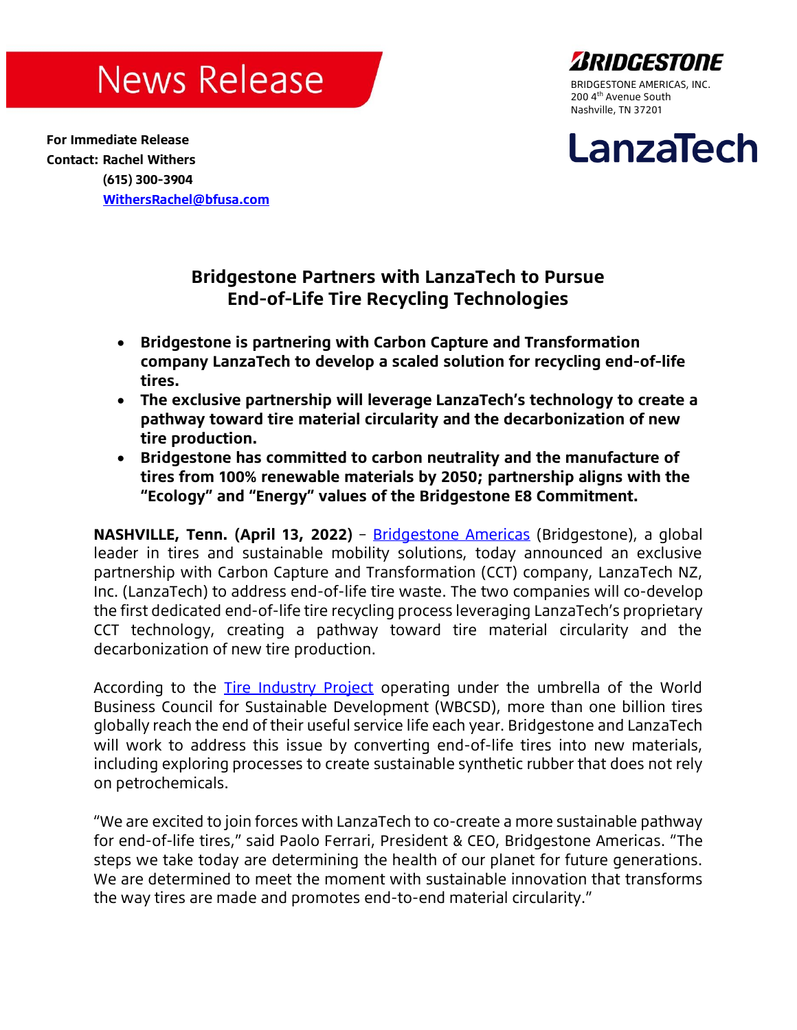# News Release

**BRIDGESTONE**

BRIDGESTONE AMERICAS, INC.
200 4th Avenue South
Nashville, TN 37201

**LanzaTech**

**For Immediate Release**
**Contact: Rachel Withers**
**(615) 300-3904**
**WithersRachel@bfusa.com**

## Bridgestone Partners with LanzaTech to Pursue End-of-Life Tire Recycling Technologies

- **Bridgestone is partnering with Carbon Capture and Transformation company LanzaTech to develop a scaled solution for recycling end-of-life tires.**
- **The exclusive partnership will leverage LanzaTech's technology to create a pathway toward tire material circularity and the decarbonization of new tire production.**
- **Bridgestone has committed to carbon neutrality and the manufacture of tires from 100% renewable materials by 2050; partnership aligns with the "Ecology" and "Energy" values of the Bridgestone E8 Commitment.**

**NASHVILLE, Tenn. (April 13, 2022)** – Bridgestone Americas (Bridgestone), a global leader in tires and sustainable mobility solutions, today announced an exclusive partnership with Carbon Capture and Transformation (CCT) company, LanzaTech NZ, Inc. (LanzaTech) to address end-of-life tire waste. The two companies will co-develop the first dedicated end-of-life tire recycling process leveraging LanzaTech's proprietary CCT technology, creating a pathway toward tire material circularity and the decarbonization of new tire production.

According to the Tire Industry Project operating under the umbrella of the World Business Council for Sustainable Development (WBCSD), more than one billion tires globally reach the end of their useful service life each year. Bridgestone and LanzaTech will work to address this issue by converting end-of-life tires into new materials, including exploring processes to create sustainable synthetic rubber that does not rely on petrochemicals.

"We are excited to join forces with LanzaTech to co-create a more sustainable pathway for end-of-life tires," said Paolo Ferrari, President & CEO, Bridgestone Americas. "The steps we take today are determining the health of our planet for future generations. We are determined to meet the moment with sustainable innovation that transforms the way tires are made and promotes end-to-end material circularity."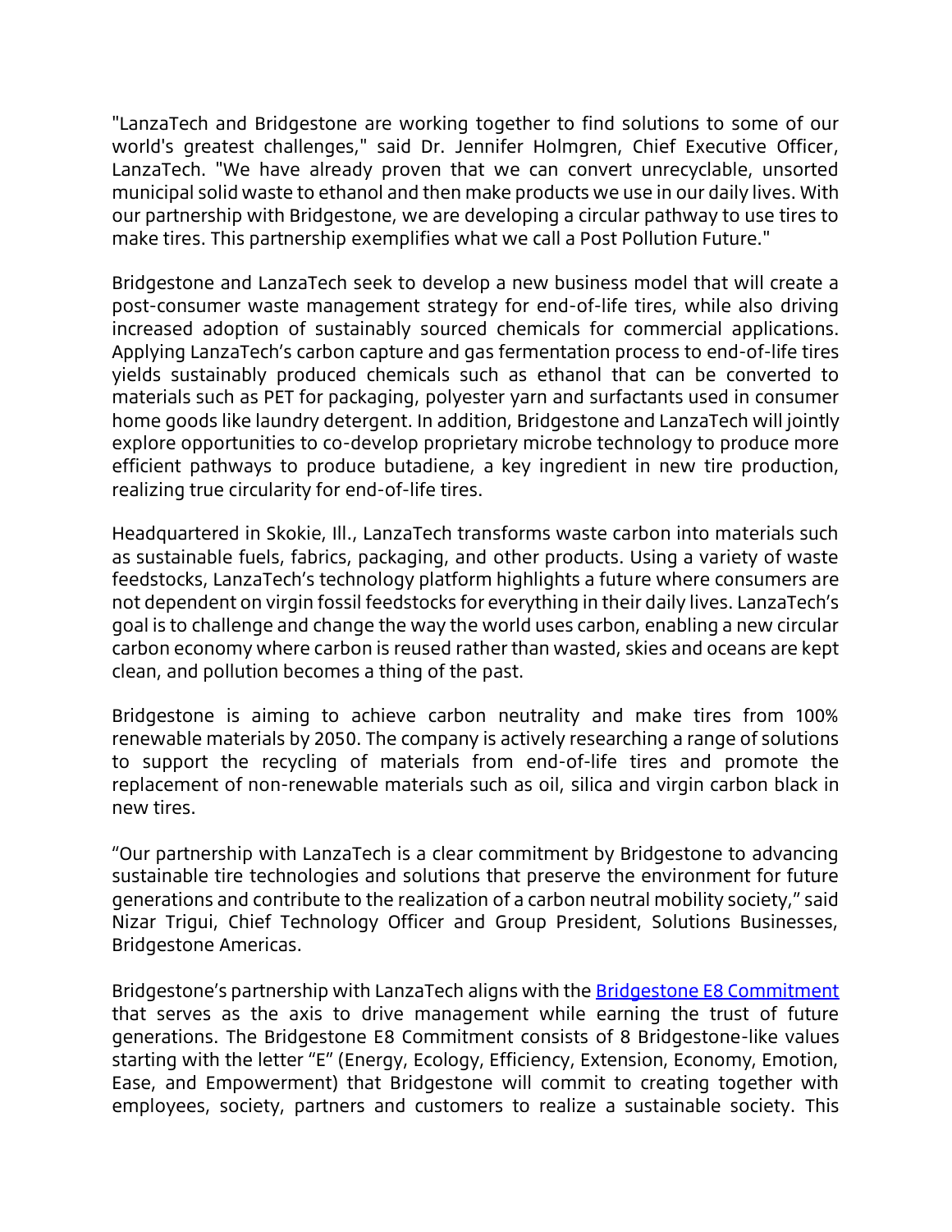"LanzaTech and Bridgestone are working together to find solutions to some of our world's greatest challenges," said Dr. Jennifer Holmgren, Chief Executive Officer, LanzaTech. "We have already proven that we can convert unrecyclable, unsorted municipal solid waste to ethanol and then make products we use in our daily lives. With our partnership with Bridgestone, we are developing a circular pathway to use tires to make tires. This partnership exemplifies what we call a Post Pollution Future."

Bridgestone and LanzaTech seek to develop a new business model that will create a post-consumer waste management strategy for end-of-life tires, while also driving increased adoption of sustainably sourced chemicals for commercial applications. Applying LanzaTech's carbon capture and gas fermentation process to end-of-life tires yields sustainably produced chemicals such as ethanol that can be converted to materials such as PET for packaging, polyester yarn and surfactants used in consumer home goods like laundry detergent. In addition, Bridgestone and LanzaTech will jointly explore opportunities to co-develop proprietary microbe technology to produce more efficient pathways to produce butadiene, a key ingredient in new tire production, realizing true circularity for end-of-life tires.

Headquartered in Skokie, Ill., LanzaTech transforms waste carbon into materials such as sustainable fuels, fabrics, packaging, and other products. Using a variety of waste feedstocks, LanzaTech's technology platform highlights a future where consumers are not dependent on virgin fossil feedstocks for everything in their daily lives. LanzaTech's goal is to challenge and change the way the world uses carbon, enabling a new circular carbon economy where carbon is reused rather than wasted, skies and oceans are kept clean, and pollution becomes a thing of the past.

Bridgestone is aiming to achieve carbon neutrality and make tires from 100% renewable materials by 2050. The company is actively researching a range of solutions to support the recycling of materials from end-of-life tires and promote the replacement of non-renewable materials such as oil, silica and virgin carbon black in new tires.

"Our partnership with LanzaTech is a clear commitment by Bridgestone to advancing sustainable tire technologies and solutions that preserve the environment for future generations and contribute to the realization of a carbon neutral mobility society," said Nizar Trigui, Chief Technology Officer and Group President, Solutions Businesses, Bridgestone Americas.

Bridgestone's partnership with LanzaTech aligns with the [Bridgestone E8 Commitment] that serves as the axis to drive management while earning the trust of future generations. The Bridgestone E8 Commitment consists of 8 Bridgestone-like values starting with the letter "E" (Energy, Ecology, Efficiency, Extension, Economy, Emotion, Ease, and Empowerment) that Bridgestone will commit to creating together with employees, society, partners and customers to realize a sustainable society. This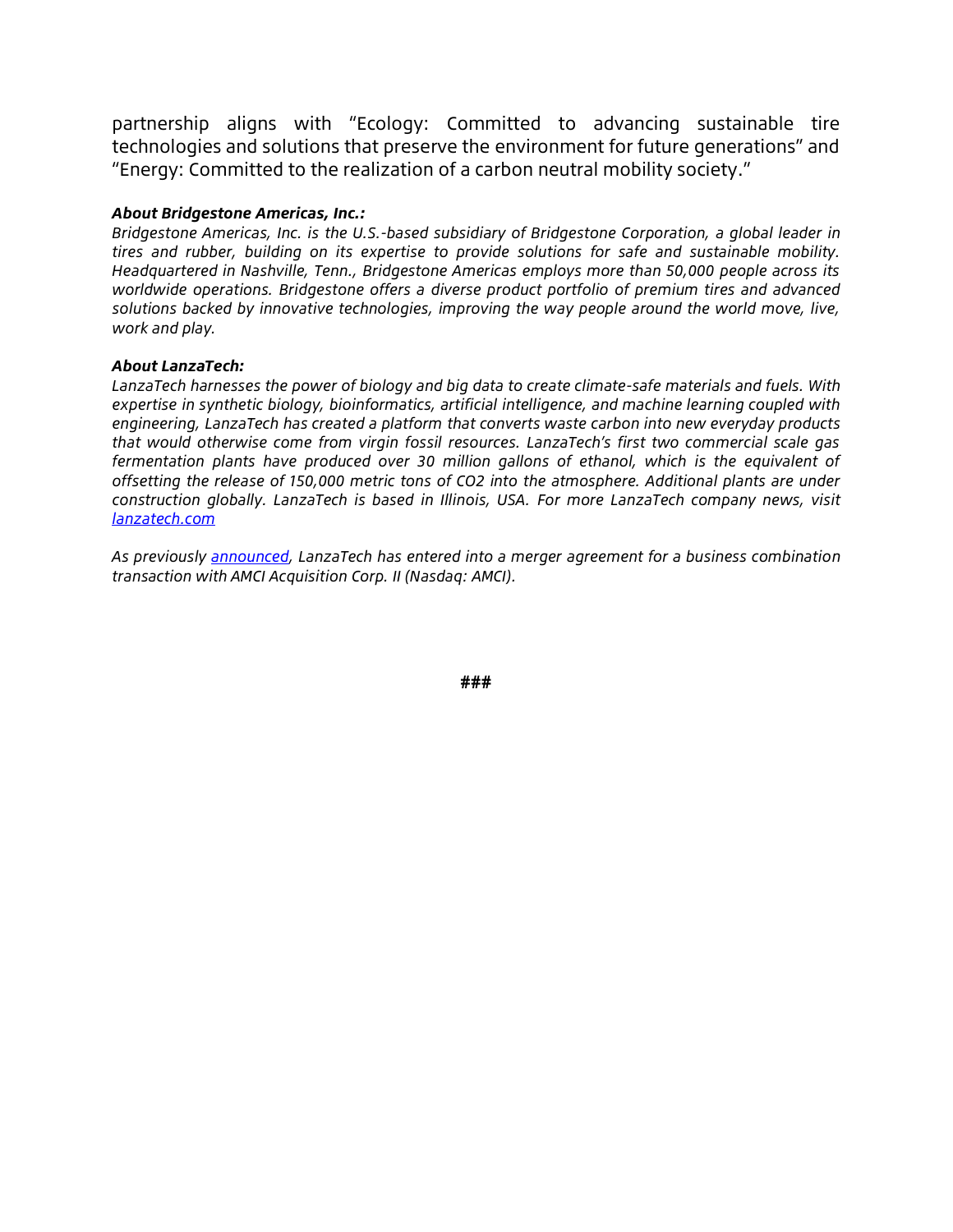partnership aligns with "Ecology: Committed to advancing sustainable tire technologies and solutions that preserve the environment for future generations" and "Energy: Committed to the realization of a carbon neutral mobility society."

***About Bridgestone Americas, Inc.:***
*Bridgestone Americas, Inc. is the U.S.-based subsidiary of Bridgestone Corporation, a global leader in tires and rubber, building on its expertise to provide solutions for safe and sustainable mobility. Headquartered in Nashville, Tenn., Bridgestone Americas employs more than 50,000 people across its worldwide operations. Bridgestone offers a diverse product portfolio of premium tires and advanced solutions backed by innovative technologies, improving the way people around the world move, live, work and play.*

***About LanzaTech:***
*LanzaTech harnesses the power of biology and big data to create climate-safe materials and fuels. With expertise in synthetic biology, bioinformatics, artificial intelligence, and machine learning coupled with engineering, LanzaTech has created a platform that converts waste carbon into new everyday products that would otherwise come from virgin fossil resources. LanzaTech's first two commercial scale gas fermentation plants have produced over 30 million gallons of ethanol, which is the equivalent of offsetting the release of 150,000 metric tons of $CO_2$ into the atmosphere. Additional plants are under construction globally. LanzaTech is based in Illinois, USA. For more LanzaTech company news, visit [lanzatech.com](lanzatech.com)*

*As previously [announced](announced), LanzaTech has entered into a merger agreement for a business combination transaction with AMCI Acquisition Corp. II (Nasdaq: AMCI).*

**###**